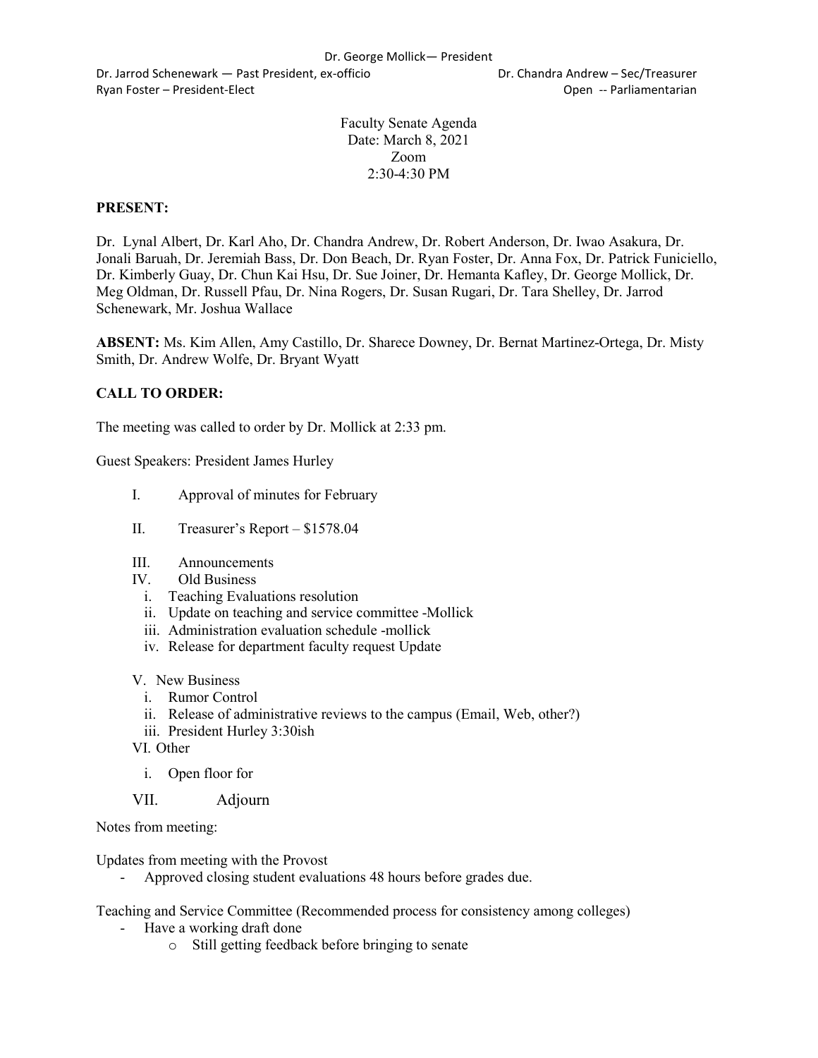Dr. George Mollick— President

Dr. Jarrod Schenewark — Past President, ex-officio

Dr. Chandra Andrew – Sec/Treasurer

Ryan Foster – President-Elect

Open -- Parliamentarian

Faculty Senate Agenda
Date: March 8, 2021
Zoom
2:30-4:30 PM

**PRESENT:**

Dr. Lynal Albert, Dr. Karl Aho, Dr. Chandra Andrew, Dr. Robert Anderson, Dr. Iwao Asakura, Dr. Jonali Baruah, Dr. Jeremiah Bass, Dr. Don Beach, Dr. Ryan Foster, Dr. Anna Fox, Dr. Patrick Funiciello, Dr. Kimberly Guay, Dr. Chun Kai Hsu, Dr. Sue Joiner, Dr. Hemanta Kafley, Dr. George Mollick, Dr. Meg Oldman, Dr. Russell Pfau, Dr. Nina Rogers, Dr. Susan Rugari, Dr. Tara Shelley, Dr. Jarrod Schenewark, Mr. Joshua Wallace

**ABSENT:** Ms. Kim Allen, Amy Castillo, Dr. Sharece Downey, Dr. Bernat Martinez-Ortega, Dr. Misty Smith, Dr. Andrew Wolfe, Dr. Bryant Wyatt

**CALL TO ORDER:**

The meeting was called to order by Dr. Mollick at 2:33 pm.

Guest Speakers: President James Hurley

I. Approval of minutes for February

II. Treasurer's Report – $1578.04

III. Announcements

IV. Old Business
   i. Teaching Evaluations resolution
   ii. Update on teaching and service committee -Mollick
   iii. Administration evaluation schedule -mollick
   iv. Release for department faculty request Update

V. New Business
   i. Rumor Control
   ii. Release of administrative reviews to the campus (Email, Web, other?)
   iii. President Hurley 3:30ish

VI. Other
   i. Open floor for

VII. Adjourn

Notes from meeting:

Updates from meeting with the Provost

- Approved closing student evaluations 48 hours before grades due.

Teaching and Service Committee (Recommended process for consistency among colleges)

- Have a working draft done
    - Still getting feedback before bringing to senate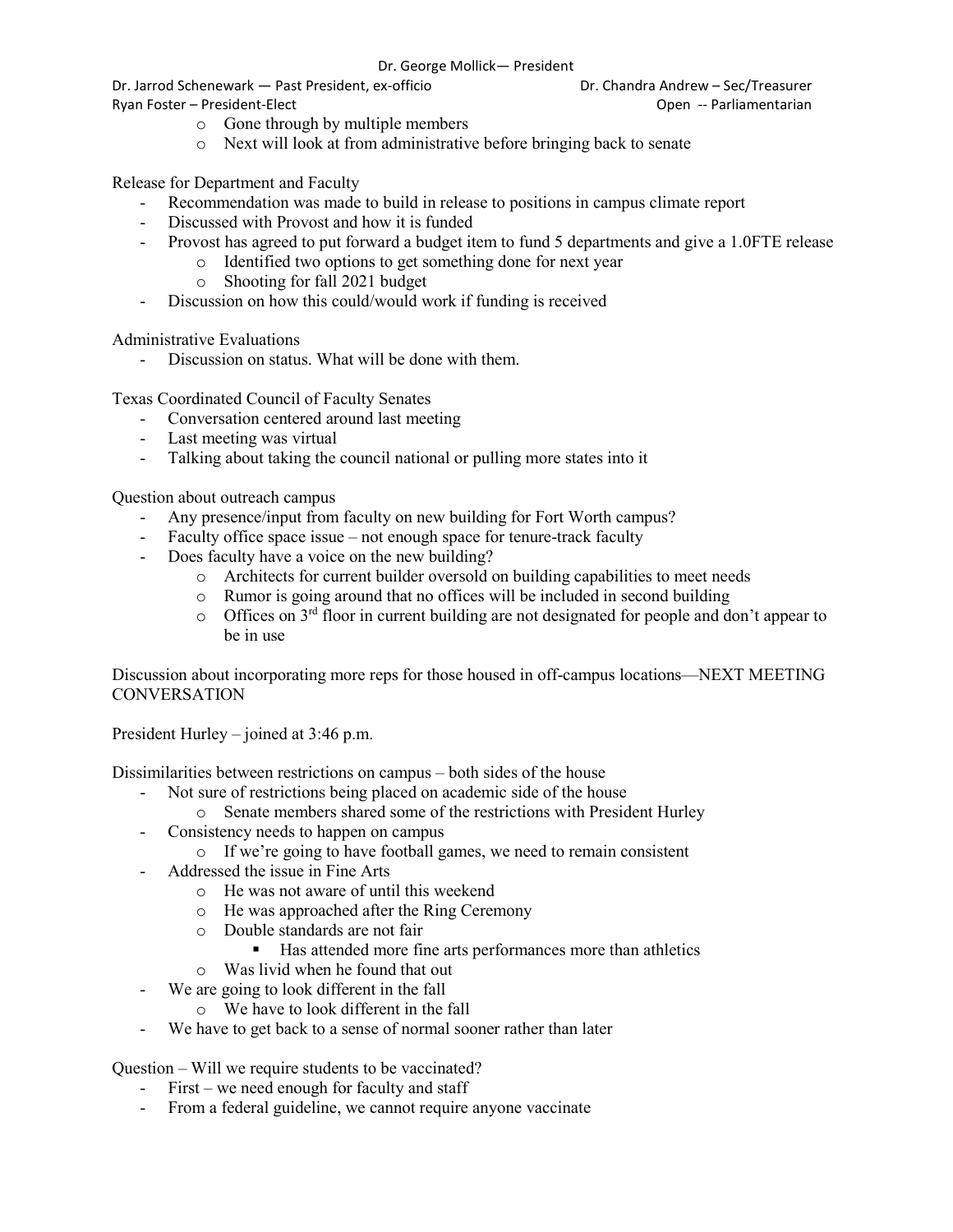- Gone through by multiple members
- Next will look at from administrative before bringing back to senate

Release for Department and Faculty

- Recommendation was made to build in release to positions in campus climate report
- Discussed with Provost and how it is funded
- Provost has agreed to put forward a budget item to fund 5 departments and give a 1.0FTE release
    - Identified two options to get something done for next year
    - Shooting for fall 2021 budget
- Discussion on how this could/would work if funding is received

Administrative Evaluations

- Discussion on status. What will be done with them.

Texas Coordinated Council of Faculty Senates

- Conversation centered around last meeting
- Last meeting was virtual
- Talking about taking the council national or pulling more states into it

Question about outreach campus

- Any presence/input from faculty on new building for Fort Worth campus?
- Faculty office space issue – not enough space for tenure-track faculty
- Does faculty have a voice on the new building?
    - Architects for current builder oversold on building capabilities to meet needs
    - Rumor is going around that no offices will be included in second building
    - Offices on 3rd floor in current building are not designated for people and don't appear to be in use

Discussion about incorporating more reps for those housed in off-campus locations—NEXT MEETING CONVERSATION

President Hurley – joined at 3:46 p.m.

Dissimilarities between restrictions on campus – both sides of the house

- Not sure of restrictions being placed on academic side of the house
    - Senate members shared some of the restrictions with President Hurley
- Consistency needs to happen on campus
    - If we're going to have football games, we need to remain consistent
- Addressed the issue in Fine Arts
    - He was not aware of until this weekend
    - He was approached after the Ring Ceremony
    - Double standards are not fair
        - Has attended more fine arts performances more than athletics
    - Was livid when he found that out
- We are going to look different in the fall
    - We have to look different in the fall
- We have to get back to a sense of normal sooner rather than later

Question – Will we require students to be vaccinated?

- First – we need enough for faculty and staff
- From a federal guideline, we cannot require anyone vaccinate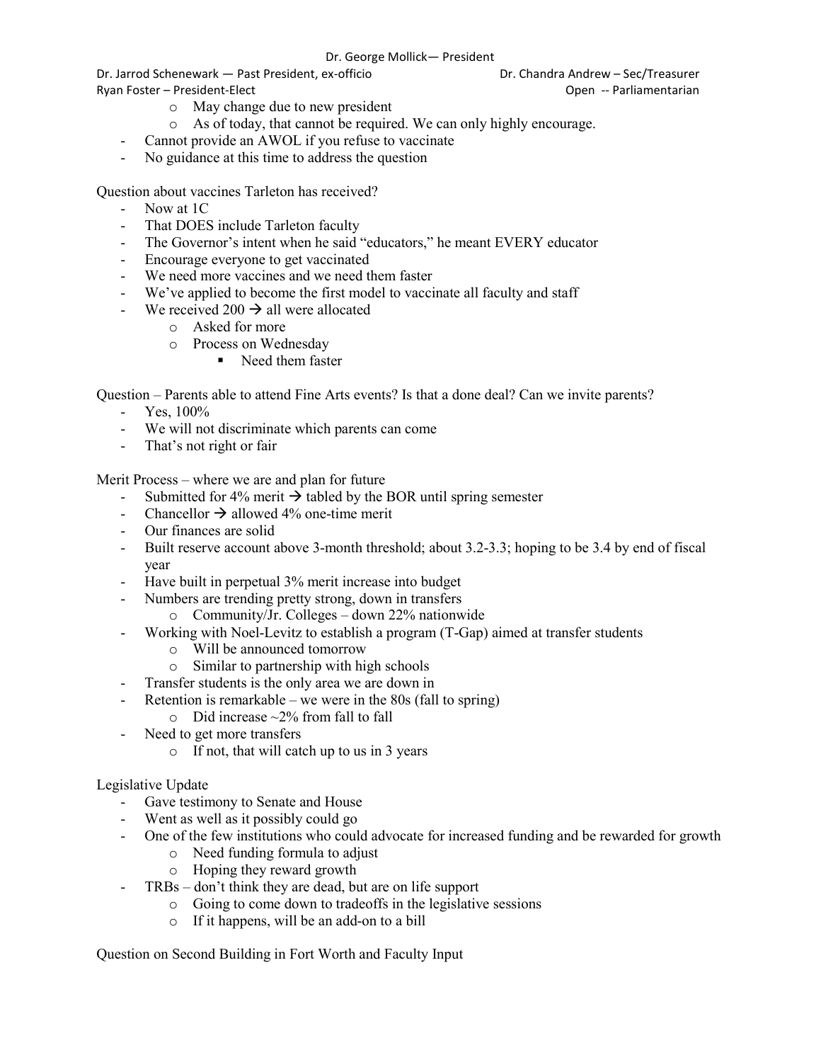- May change due to new president
  - As of today, that cannot be required. We can only highly encourage.
- Cannot provide an AWOL if you refuse to vaccinate
- No guidance at this time to address the question

Question about vaccines Tarleton has received?

- Now at 1C
- That DOES include Tarleton faculty
- The Governor's intent when he said "educators," he meant EVERY educator
- Encourage everyone to get vaccinated
- We need more vaccines and we need them faster
- We've applied to become the first model to vaccinate all faculty and staff
- We received 200 → all were allocated
  - Asked for more
  - Process on Wednesday
    - Need them faster

Question – Parents able to attend Fine Arts events? Is that a done deal? Can we invite parents?

- Yes, 100%
- We will not discriminate which parents can come
- That's not right or fair

Merit Process – where we are and plan for future

- Submitted for 4% merit → tabled by the BOR until spring semester
- Chancellor → allowed 4% one-time merit
- Our finances are solid
- Built reserve account above 3-month threshold; about 3.2-3.3; hoping to be 3.4 by end of fiscal year
- Have built in perpetual 3% merit increase into budget
- Numbers are trending pretty strong, down in transfers
  - Community/Jr. Colleges – down 22% nationwide
- Working with Noel-Levitz to establish a program (T-Gap) aimed at transfer students
  - Will be announced tomorrow
  - Similar to partnership with high schools
- Transfer students is the only area we are down in
- Retention is remarkable – we were in the 80s (fall to spring)
  - Did increase ~2% from fall to fall
- Need to get more transfers
  - If not, that will catch up to us in 3 years

Legislative Update

- Gave testimony to Senate and House
- Went as well as it possibly could go
- One of the few institutions who could advocate for increased funding and be rewarded for growth
  - Need funding formula to adjust
  - Hoping they reward growth
- TRBs – don't think they are dead, but are on life support
  - Going to come down to tradeoffs in the legislative sessions
  - If it happens, will be an add-on to a bill

Question on Second Building in Fort Worth and Faculty Input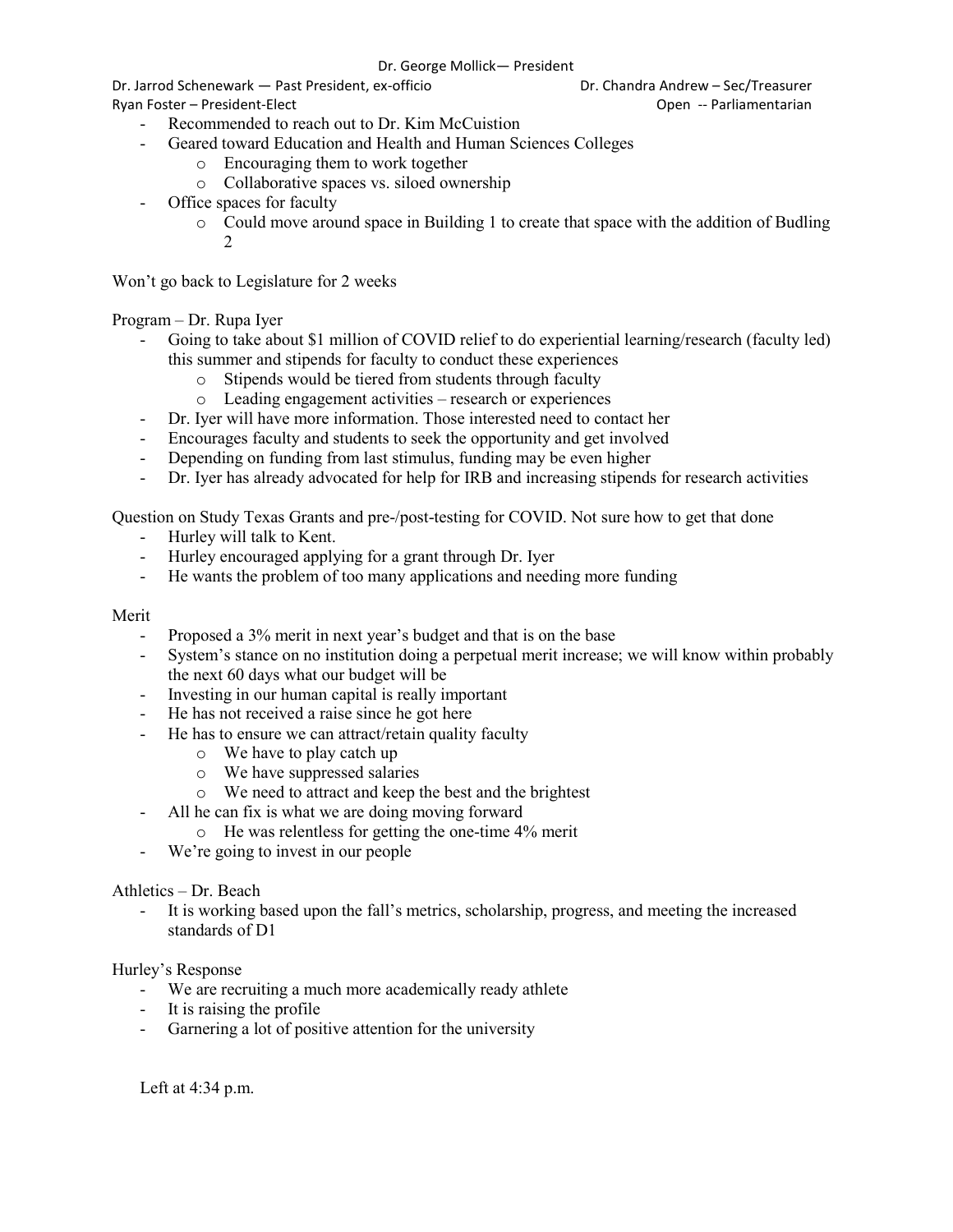- Recommended to reach out to Dr. Kim McCuistion
- Geared toward Education and Health and Human Sciences Colleges
  - Encouraging them to work together
  - Collaborative spaces vs. siloed ownership
- Office spaces for faculty
  - Could move around space in Building 1 to create that space with the addition of Budling 2

Won't go back to Legislature for 2 weeks

Program – Dr. Rupa Iyer

- Going to take about $1 million of COVID relief to do experiential learning/research (faculty led) this summer and stipends for faculty to conduct these experiences
  - Stipends would be tiered from students through faculty
  - Leading engagement activities – research or experiences
- Dr. Iyer will have more information. Those interested need to contact her
- Encourages faculty and students to seek the opportunity and get involved
- Depending on funding from last stimulus, funding may be even higher
- Dr. Iyer has already advocated for help for IRB and increasing stipends for research activities

Question on Study Texas Grants and pre-/post-testing for COVID. Not sure how to get that done

- Hurley will talk to Kent.
- Hurley encouraged applying for a grant through Dr. Iyer
- He wants the problem of too many applications and needing more funding

Merit

- Proposed a 3% merit in next year's budget and that is on the base
- System's stance on no institution doing a perpetual merit increase; we will know within probably the next 60 days what our budget will be
- Investing in our human capital is really important
- He has not received a raise since he got here
- He has to ensure we can attract/retain quality faculty
  - We have to play catch up
  - We have suppressed salaries
  - We need to attract and keep the best and the brightest
- All he can fix is what we are doing moving forward
  - He was relentless for getting the one-time 4% merit
- We're going to invest in our people

Athletics – Dr. Beach

- It is working based upon the fall's metrics, scholarship, progress, and meeting the increased standards of D1

Hurley's Response

- We are recruiting a much more academically ready athlete
- It is raising the profile
- Garnering a lot of positive attention for the university

Left at 4:34 p.m.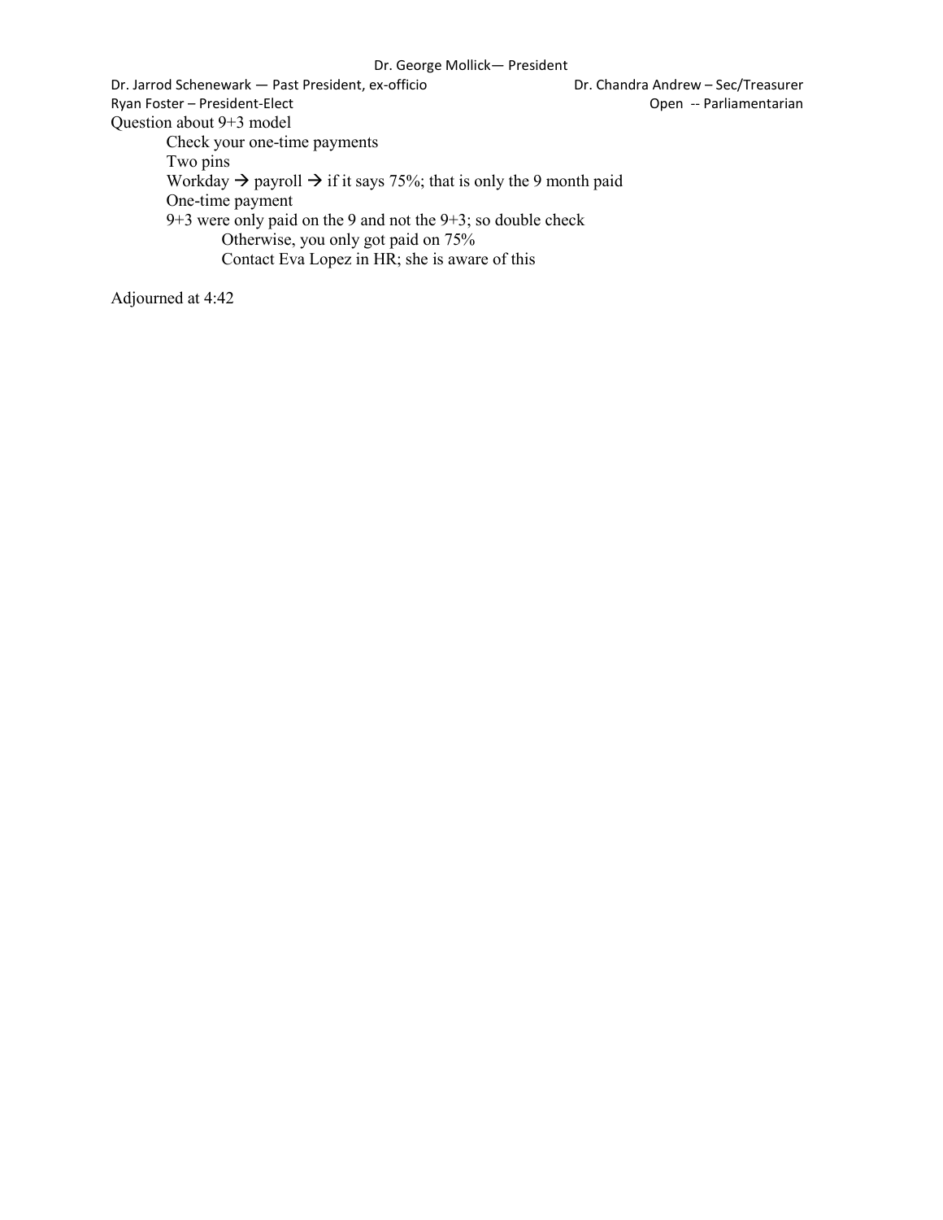Question about 9+3 model

- Check your one-time payments
- Two pins
- Workday → payroll → if it says 75%; that is only the 9 month paid
- One-time payment
- 9+3 were only paid on the 9 and not the 9+3; so double check
  - Otherwise, you only got paid on 75%
  - Contact Eva Lopez in HR; she is aware of this

Adjourned at 4:42